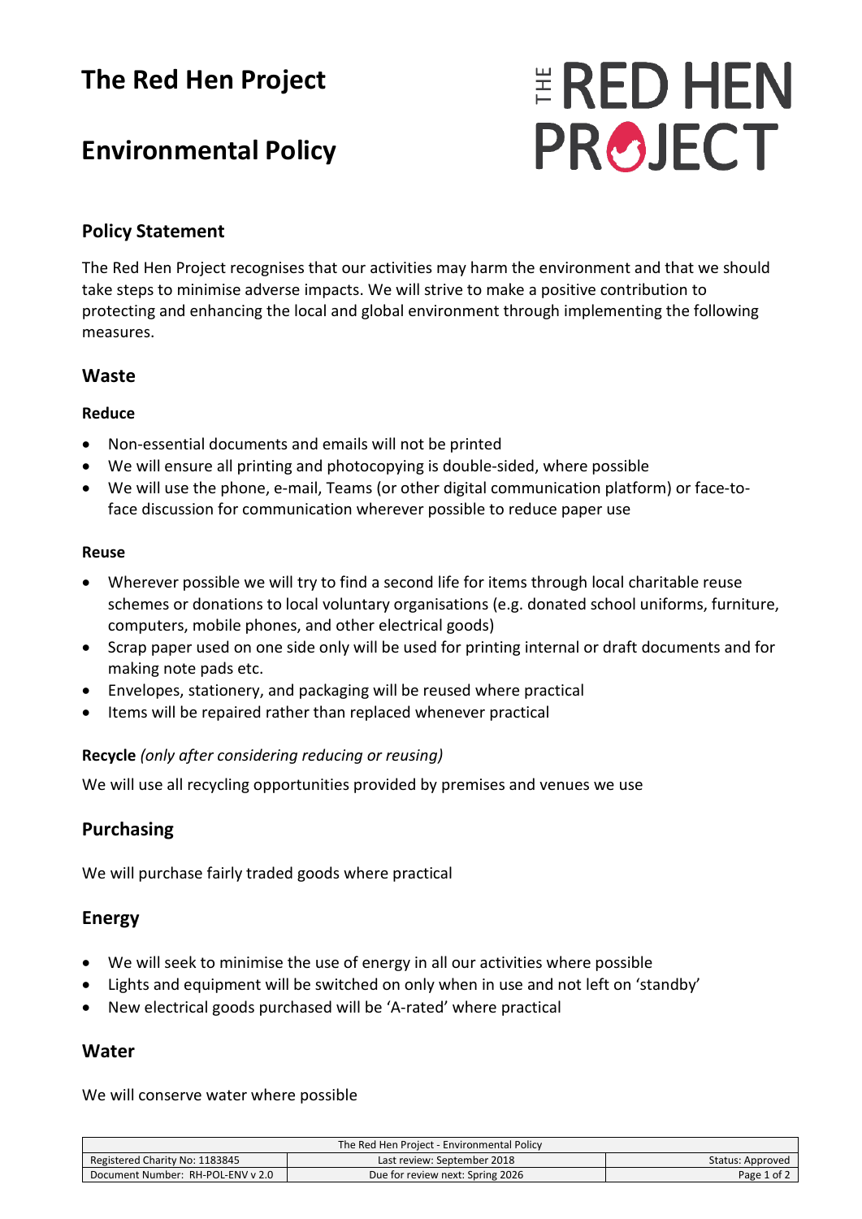# The Red Hen Project

# Environmental Policy

## Policy Statement

The Red Hen Project recognises that our activities may harm the environment and that we should take steps to minimise adverse impacts. We will strive to make a positive contribution to protecting and enhancing the local and global environment through implementing the following measures.

## Waste

### Reduce

- Non-essential documents and emails will not be printed
- We will ensure all printing and photocopying is double-sided, where possible
- We will use the phone, e-mail, Teams (or other digital communication platform) or face-to-face discussion for communication wherever possible to reduce paper use

### Reuse

- Wherever possible we will try to find a second life for items through local charitable reuse schemes or donations to local voluntary organisations (e.g. donated school uniforms, furniture, computers, mobile phones, and other electrical goods)
- Scrap paper used on one side only will be used for printing internal or draft documents and for making note pads etc.
- Envelopes, stationery, and packaging will be reused where practical
- Items will be repaired rather than replaced whenever practical

### Recycle *(only after considering reducing or reusing)*

We will use all recycling opportunities provided by premises and venues we use

## Purchasing

We will purchase fairly traded goods where practical

## Energy

- We will seek to minimise the use of energy in all our activities where possible
- Lights and equipment will be switched on only when in use and not left on 'standby'
- New electrical goods purchased will be 'A-rated' where practical

## Water

We will conserve water where possible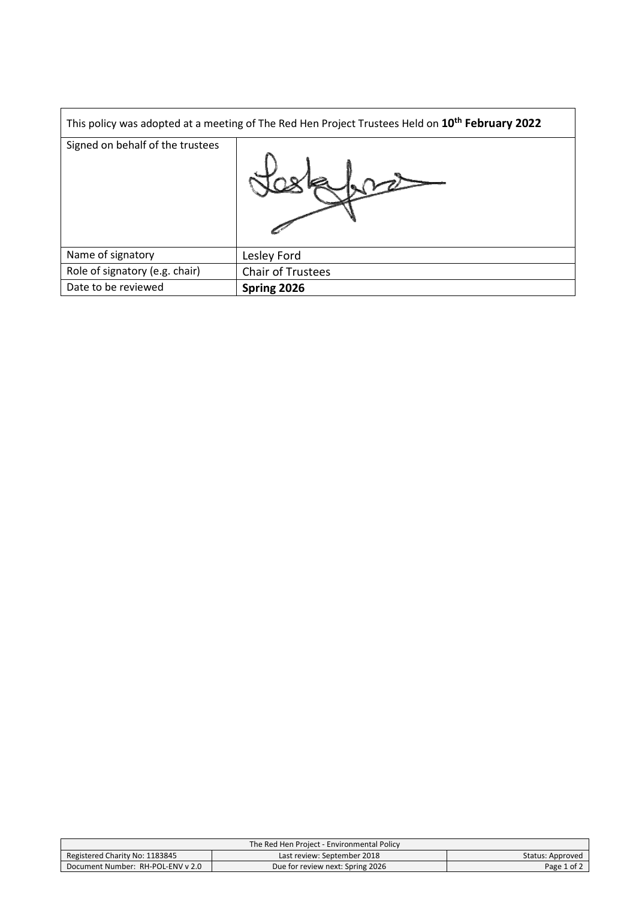| This policy was adopted at a meeting of The Red Hen Project Trustees Held on **10th February 2022** | |
|---|---|
| Signed on behalf of the trustees | |
| Name of signatory | Lesley Ford |
| Role of signatory (e.g. chair) | Chair of Trustees |
| Date to be reviewed | **Spring 2026** |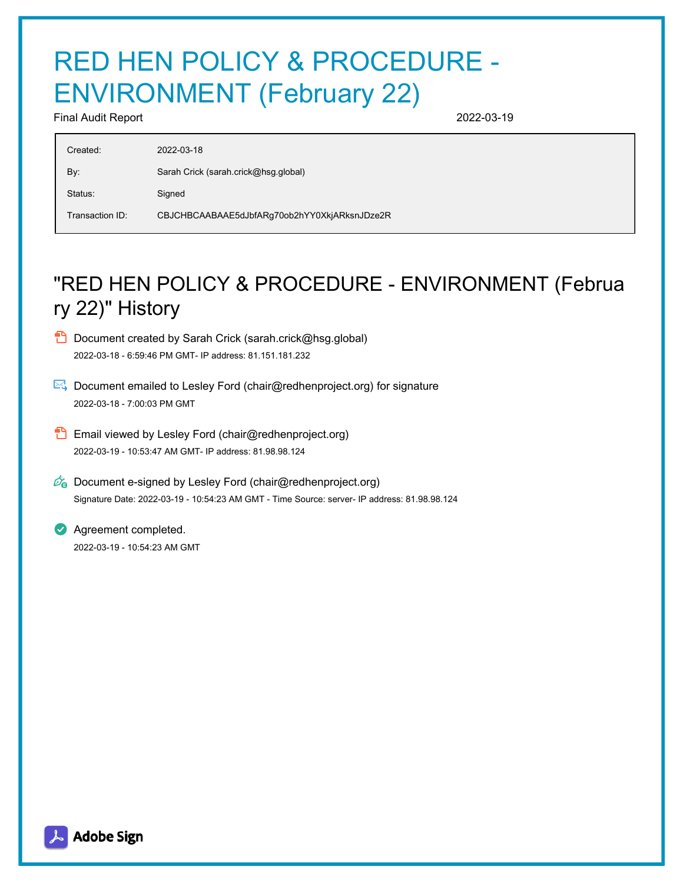# RED HEN POLICY & PROCEDURE - ENVIRONMENT (February 22)

Final Audit Report 2022-03-19

| | |
|---|---|
| Created: | 2022-03-18 |
| By: | Sarah Crick (sarah.crick@hsg.global) |
| Status: | Signed |
| Transaction ID: | CBJCHBCAABAAE5dJbfARg70ob2hYY0XkjARksnJDze2R |

## "RED HEN POLICY & PROCEDURE - ENVIRONMENT (February 22)" History

- Document created by Sarah Crick (sarah.crick@hsg.global)
  2022-03-18 - 6:59:46 PM GMT- IP address: 81.151.181.232

- Document emailed to Lesley Ford (chair@redhenproject.org) for signature
  2022-03-18 - 7:00:03 PM GMT

- Email viewed by Lesley Ford (chair@redhenproject.org)
  2022-03-19 - 10:53:47 AM GMT- IP address: 81.98.98.124

- Document e-signed by Lesley Ford (chair@redhenproject.org)
  Signature Date: 2022-03-19 - 10:54:23 AM GMT - Time Source: server- IP address: 81.98.98.124

- Agreement completed.
  2022-03-19 - 10:54:23 AM GMT

Adobe Sign